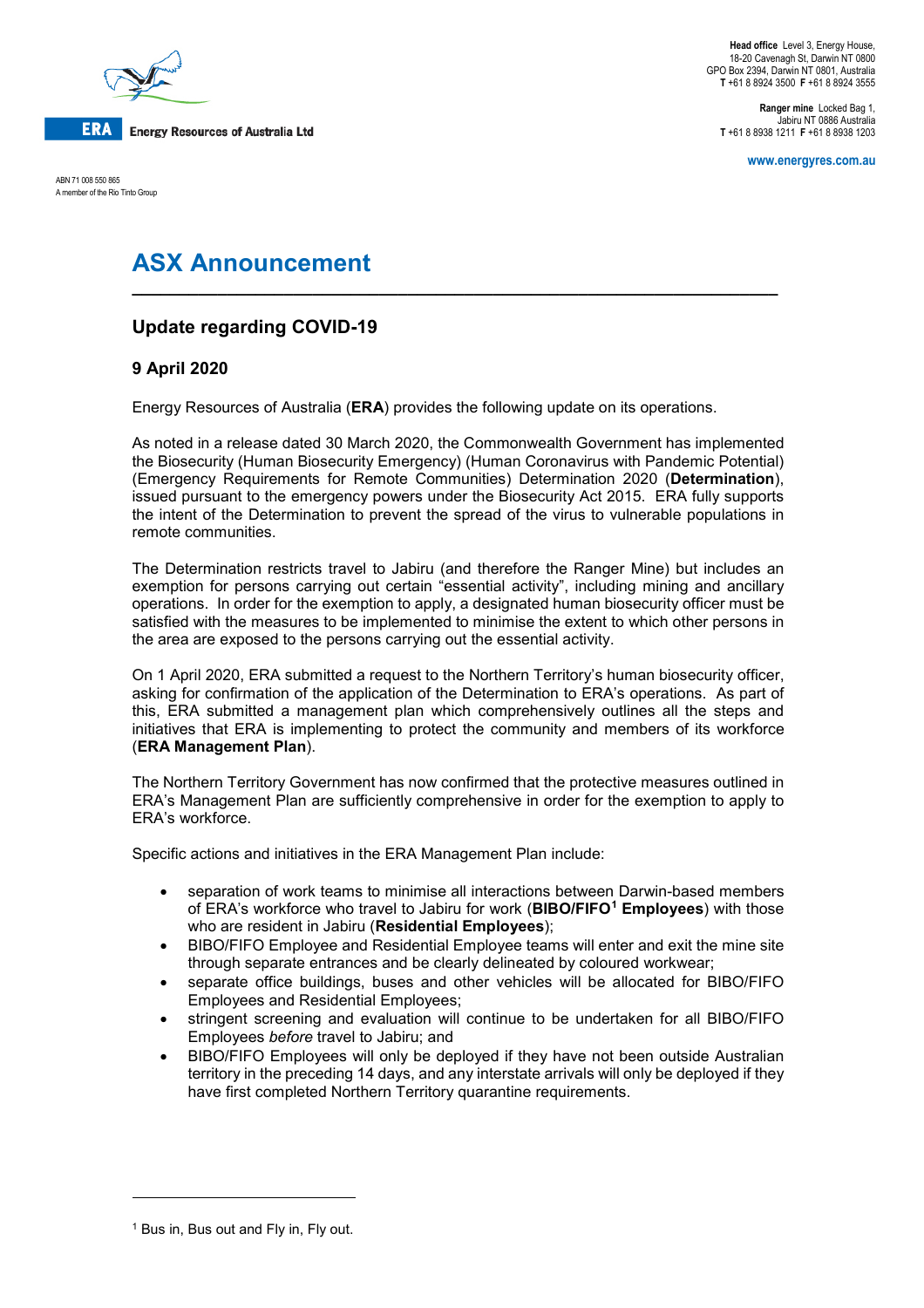ERA Energy Resources of Australia Ltd

ABN 71 008 550 865
A member of the Rio Tinto Group

**Head office** Level 3, Energy House, 18-20 Cavenagh St, Darwin NT 0800
GPO Box 2394, Darwin NT 0801, Australia
**T** +61 8 8924 3500 **F** +61 8 8924 3555

**Ranger mine** Locked Bag 1, Jabiru NT 0886 Australia
**T** +61 8 8938 1211 **F** +61 8 8938 1203

www.energyres.com.au

# ASX Announcement

## Update regarding COVID-19

### 9 April 2020

Energy Resources of Australia (**ERA**) provides the following update on its operations.

As noted in a release dated 30 March 2020, the Commonwealth Government has implemented the Biosecurity (Human Biosecurity Emergency) (Human Coronavirus with Pandemic Potential) (Emergency Requirements for Remote Communities) Determination 2020 (**Determination**), issued pursuant to the emergency powers under the Biosecurity Act 2015. ERA fully supports the intent of the Determination to prevent the spread of the virus to vulnerable populations in remote communities.

The Determination restricts travel to Jabiru (and therefore the Ranger Mine) but includes an exemption for persons carrying out certain "essential activity", including mining and ancillary operations. In order for the exemption to apply, a designated human biosecurity officer must be satisfied with the measures to be implemented to minimise the extent to which other persons in the area are exposed to the persons carrying out the essential activity.

On 1 April 2020, ERA submitted a request to the Northern Territory's human biosecurity officer, asking for confirmation of the application of the Determination to ERA's operations. As part of this, ERA submitted a management plan which comprehensively outlines all the steps and initiatives that ERA is implementing to protect the community and members of its workforce (**ERA Management Plan**).

The Northern Territory Government has now confirmed that the protective measures outlined in ERA's Management Plan are sufficiently comprehensive in order for the exemption to apply to ERA's workforce.

Specific actions and initiatives in the ERA Management Plan include:

- separation of work teams to minimise all interactions between Darwin-based members of ERA's workforce who travel to Jabiru for work (**BIBO/FIFO[1] Employees**) with those who are resident in Jabiru (**Residential Employees**);
- BIBO/FIFO Employee and Residential Employee teams will enter and exit the mine site through separate entrances and be clearly delineated by coloured workwear;
- separate office buildings, buses and other vehicles will be allocated for BIBO/FIFO Employees and Residential Employees;
- stringent screening and evaluation will continue to be undertaken for all BIBO/FIFO Employees *before* travel to Jabiru; and
- BIBO/FIFO Employees will only be deployed if they have not been outside Australian territory in the preceding 14 days, and any interstate arrivals will only be deployed if they have first completed Northern Territory quarantine requirements.

[1] Bus in, Bus out and Fly in, Fly out.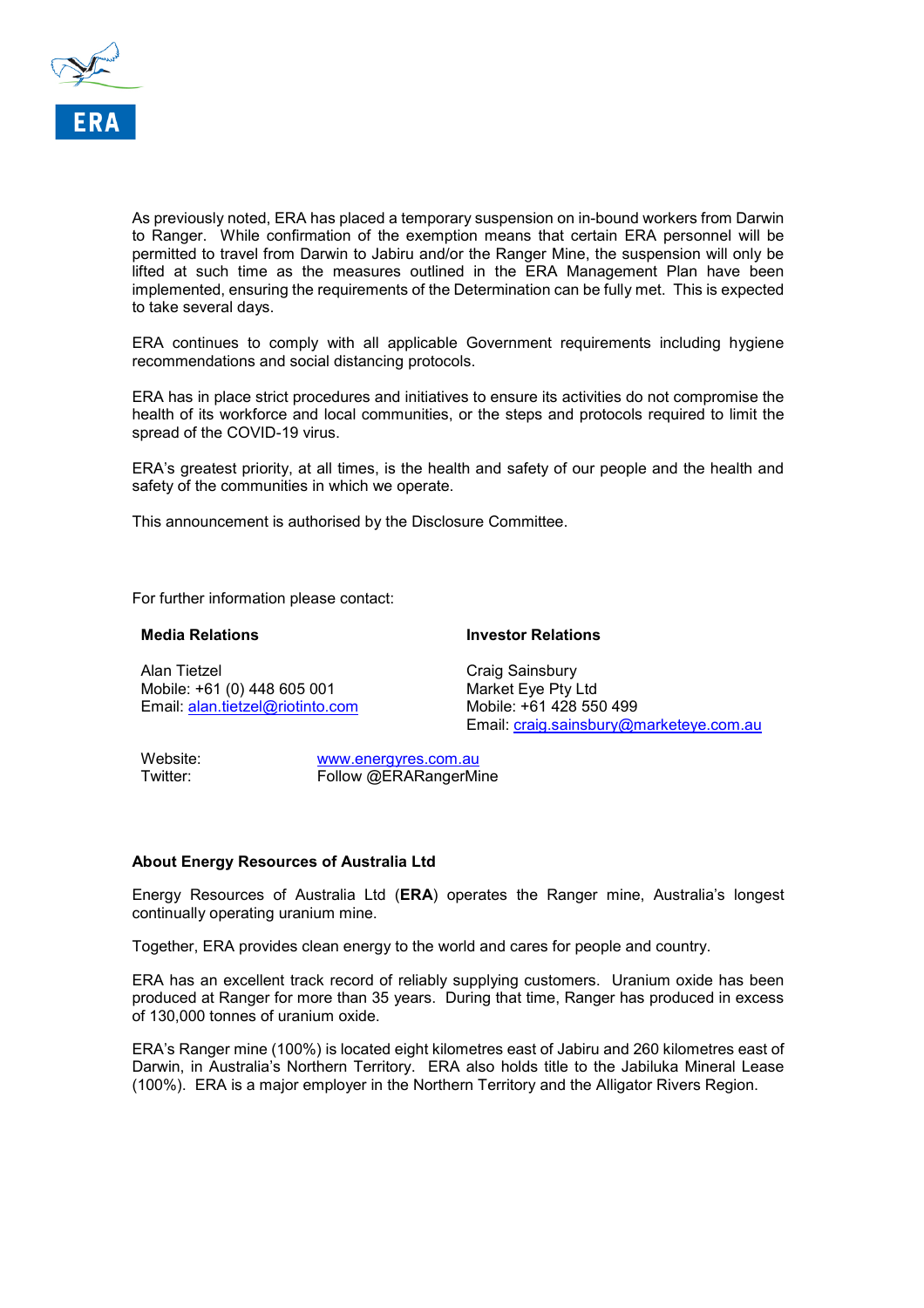As previously noted, ERA has placed a temporary suspension on in-bound workers from Darwin to Ranger. While confirmation of the exemption means that certain ERA personnel will be permitted to travel from Darwin to Jabiru and/or the Ranger Mine, the suspension will only be lifted at such time as the measures outlined in the ERA Management Plan have been implemented, ensuring the requirements of the Determination can be fully met. This is expected to take several days.

ERA continues to comply with all applicable Government requirements including hygiene recommendations and social distancing protocols.

ERA has in place strict procedures and initiatives to ensure its activities do not compromise the health of its workforce and local communities, or the steps and protocols required to limit the spread of the COVID-19 virus.

ERA's greatest priority, at all times, is the health and safety of our people and the health and safety of the communities in which we operate.

This announcement is authorised by the Disclosure Committee.

For further information please contact:

**Media Relations**

Alan Tietzel
Mobile: +61 (0) 448 605 001
Email: alan.tietzel@riotinto.com

**Investor Relations**

Craig Sainsbury
Market Eye Pty Ltd
Mobile: +61 428 550 499
Email: craig.sainsbury@marketeye.com.au

Website: www.energyres.com.au
Twitter: Follow @ERARangerMine

**About Energy Resources of Australia Ltd**

Energy Resources of Australia Ltd (**ERA**) operates the Ranger mine, Australia's longest continually operating uranium mine.

Together, ERA provides clean energy to the world and cares for people and country.

ERA has an excellent track record of reliably supplying customers. Uranium oxide has been produced at Ranger for more than 35 years. During that time, Ranger has produced in excess of 130,000 tonnes of uranium oxide.

ERA's Ranger mine (100%) is located eight kilometres east of Jabiru and 260 kilometres east of Darwin, in Australia's Northern Territory. ERA also holds title to the Jabiluka Mineral Lease (100%). ERA is a major employer in the Northern Territory and the Alligator Rivers Region.